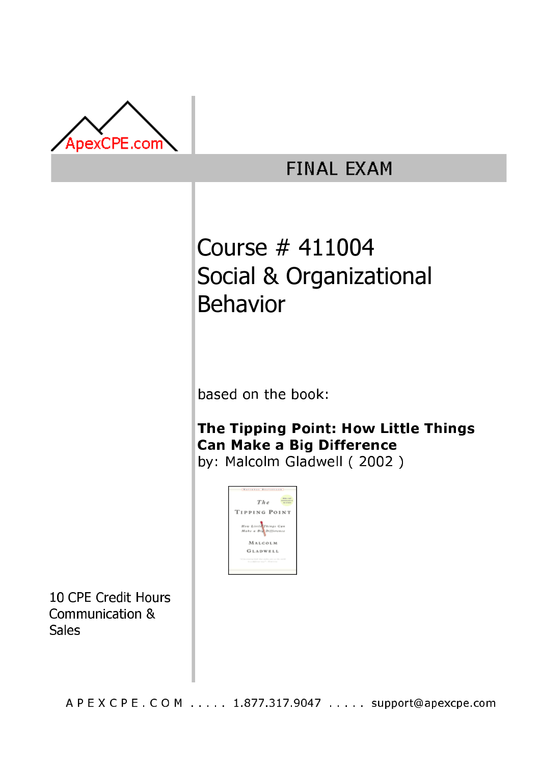ApexCPE.com

# FINAL EXAM

## Course # 411004
## Social & Organizational Behavior

based on the book:

**The Tipping Point: How Little Things Can Make a Big Difference**
by: Malcolm Gladwell ( 2002 )

10 CPE Credit Hours
Communication & Sales

A P E X C P E . C O M . . . . . 1.877.317.9047 . . . . . support@apexcpe.com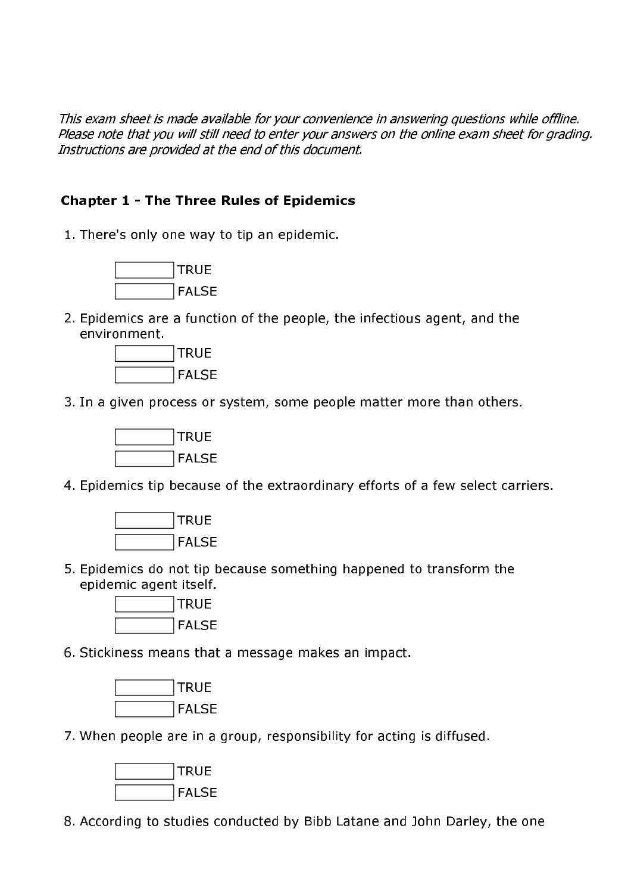*This exam sheet is made available for your convenience in answering questions while offline. Please note that you will still need to enter your answers on the online exam sheet for grading. Instructions are provided at the end of this document.*

### Chapter 1 - The Three Rules of Epidemics

1. There's only one way to tip an epidemic.

   ☐ TRUE
   ☐ FALSE

2. Epidemics are a function of the people, the infectious agent, and the environment.

   ☐ TRUE
   ☐ FALSE

3. In a given process or system, some people matter more than others.

   ☐ TRUE
   ☐ FALSE

4. Epidemics tip because of the extraordinary efforts of a few select carriers.

   ☐ TRUE
   ☐ FALSE

5. Epidemics do not tip because something happened to transform the epidemic agent itself.

   ☐ TRUE
   ☐ FALSE

6. Stickiness means that a message makes an impact.

   ☐ TRUE
   ☐ FALSE

7. When people are in a group, responsibility for acting is diffused.

   ☐ TRUE
   ☐ FALSE

8. According to studies conducted by Bibb Latane and John Darley, the one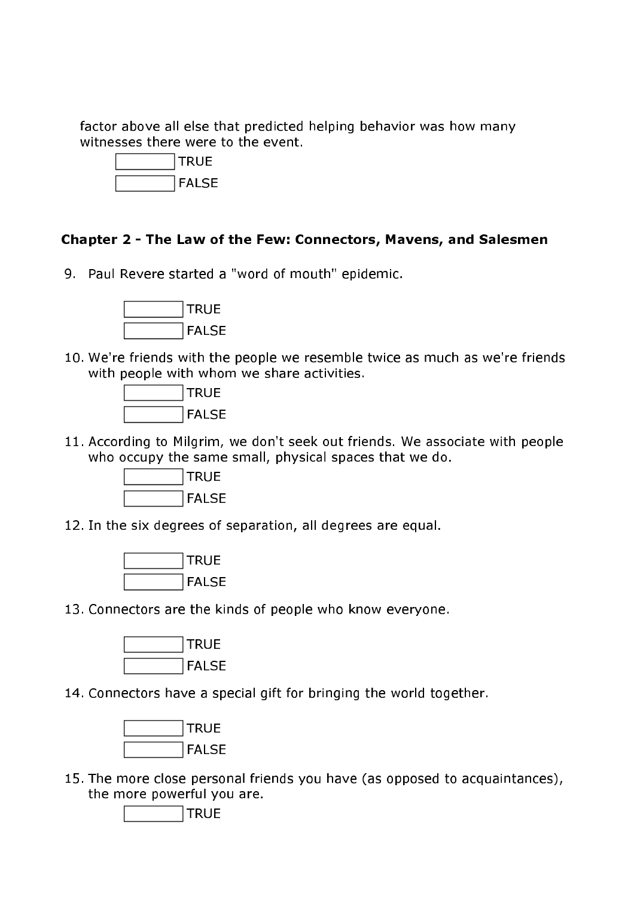factor above all else that predicted helping behavior was how many witnesses there were to the event.

☐ TRUE
☐ FALSE

### Chapter 2 - The Law of the Few: Connectors, Mavens, and Salesmen

9. Paul Revere started a "word of mouth" epidemic.

   ☐ TRUE
   ☐ FALSE

10. We're friends with the people we resemble twice as much as we're friends with people with whom we share activities.

   ☐ TRUE
   ☐ FALSE

11. According to Milgrim, we don't seek out friends. We associate with people who occupy the same small, physical spaces that we do.

   ☐ TRUE
   ☐ FALSE

12. In the six degrees of separation, all degrees are equal.

   ☐ TRUE
   ☐ FALSE

13. Connectors are the kinds of people who know everyone.

   ☐ TRUE
   ☐ FALSE

14. Connectors have a special gift for bringing the world together.

   ☐ TRUE
   ☐ FALSE

15. The more close personal friends you have (as opposed to acquaintances), the more powerful you are.

   ☐ TRUE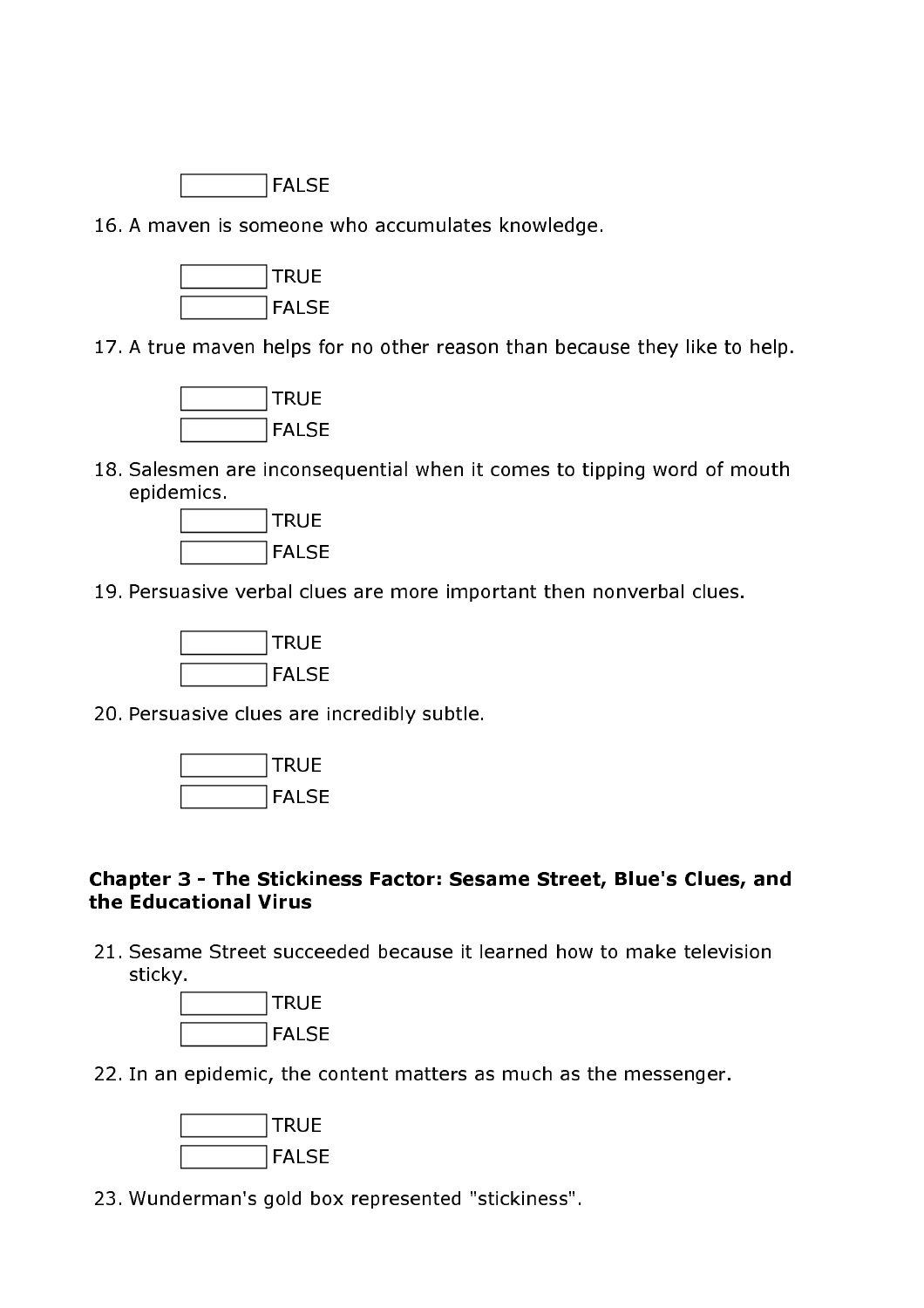☐ FALSE

16. A maven is someone who accumulates knowledge.

    ☐ TRUE
    ☐ FALSE

17. A true maven helps for no other reason than because they like to help.

    ☐ TRUE
    ☐ FALSE

18. Salesmen are inconsequential when it comes to tipping word of mouth epidemics.

    ☐ TRUE
    ☐ FALSE

19. Persuasive verbal clues are more important then nonverbal clues.

    ☐ TRUE
    ☐ FALSE

20. Persuasive clues are incredibly subtle.

    ☐ TRUE
    ☐ FALSE

**Chapter 3 - The Stickiness Factor: Sesame Street, Blue's Clues, and the Educational Virus**

21. Sesame Street succeeded because it learned how to make television sticky.

    ☐ TRUE
    ☐ FALSE

22. In an epidemic, the content matters as much as the messenger.

    ☐ TRUE
    ☐ FALSE

23. Wunderman's gold box represented "stickiness".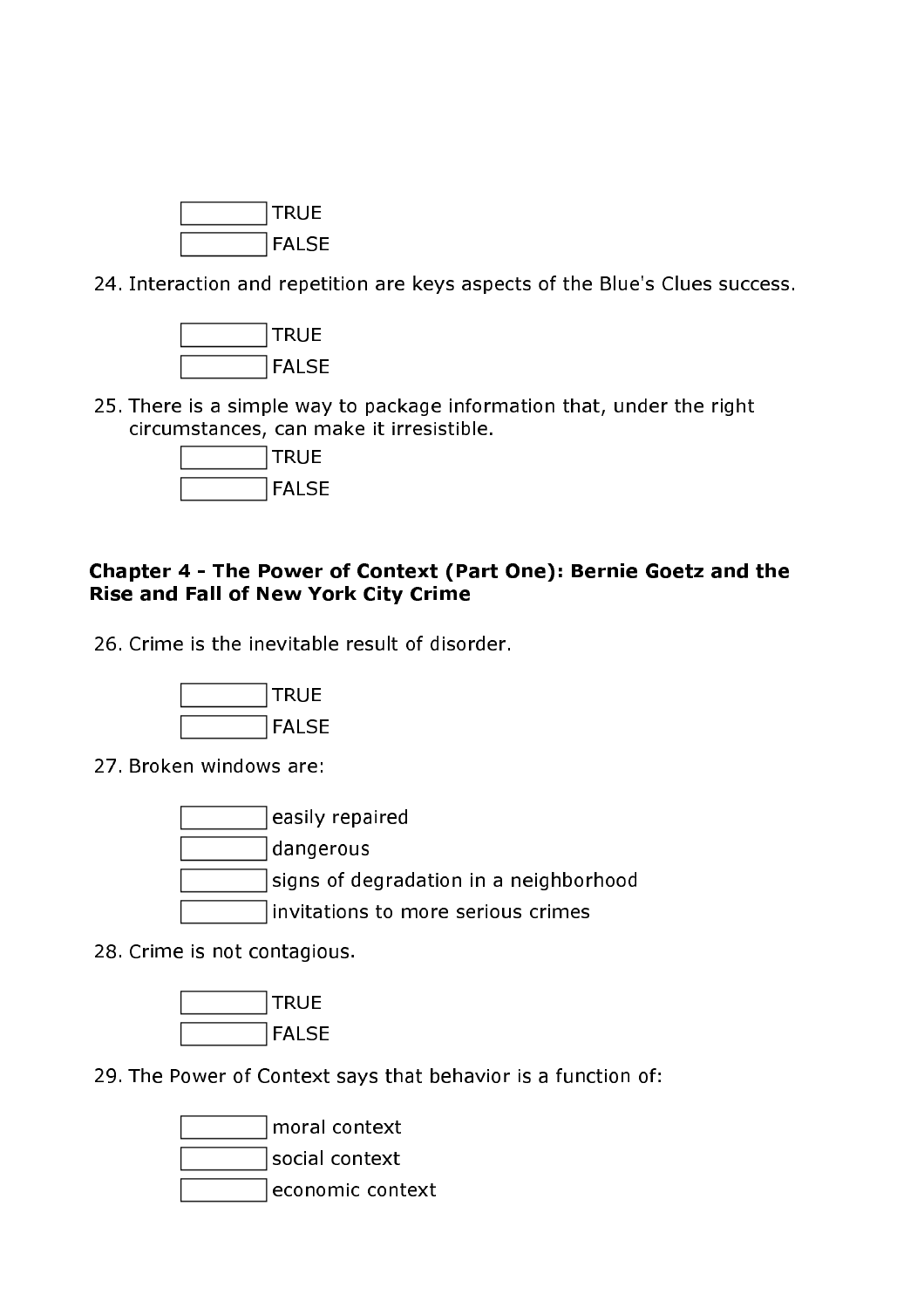- TRUE
- FALSE

24. Interaction and repetition are keys aspects of the Blue's Clues success.

- TRUE
- FALSE

25. There is a simple way to package information that, under the right circumstances, can make it irresistible.

- TRUE
- FALSE

**Chapter 4 - The Power of Context (Part One): Bernie Goetz and the Rise and Fall of New York City Crime**

26. Crime is the inevitable result of disorder.

- TRUE
- FALSE

27. Broken windows are:

- easily repaired
- dangerous
- signs of degradation in a neighborhood
- invitations to more serious crimes

28. Crime is not contagious.

- TRUE
- FALSE

29. The Power of Context says that behavior is a function of:

- moral context
- social context
- economic context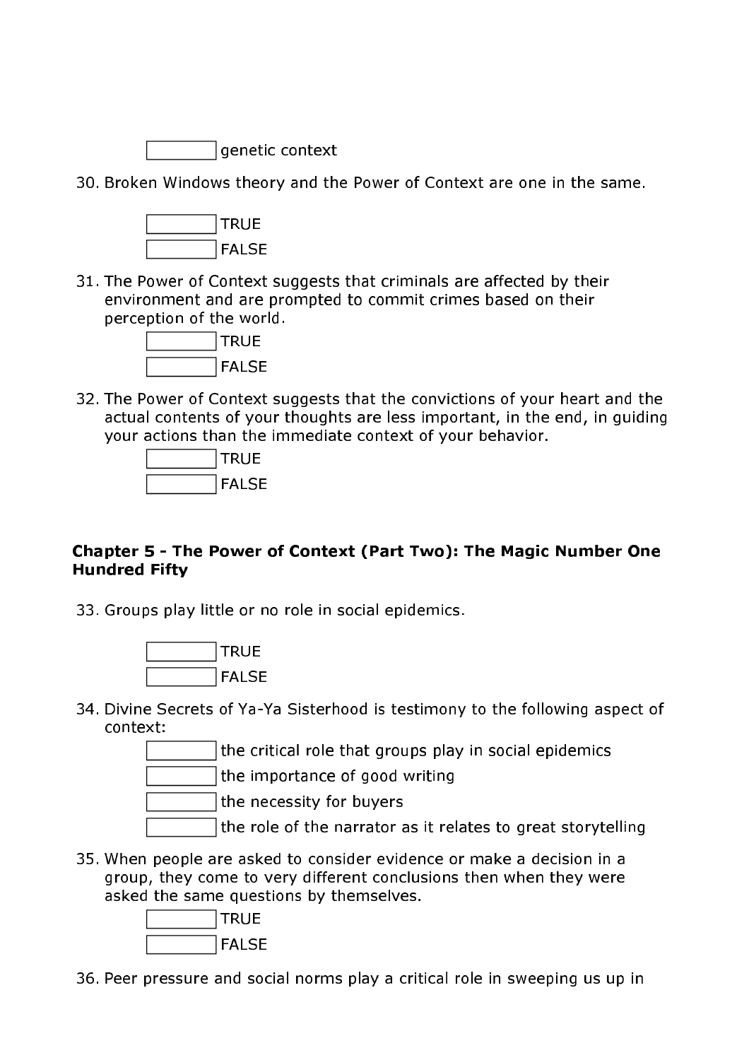☐ genetic context

30. Broken Windows theory and the Power of Context are one in the same.

    ☐ TRUE
    ☐ FALSE

31. The Power of Context suggests that criminals are affected by their environment and are prompted to commit crimes based on their perception of the world.

    ☐ TRUE
    ☐ FALSE

32. The Power of Context suggests that the convictions of your heart and the actual contents of your thoughts are less important, in the end, in guiding your actions than the immediate context of your behavior.

    ☐ TRUE
    ☐ FALSE

**Chapter 5 - The Power of Context (Part Two): The Magic Number One Hundred Fifty**

33. Groups play little or no role in social epidemics.

    ☐ TRUE
    ☐ FALSE

34. Divine Secrets of Ya-Ya Sisterhood is testimony to the following aspect of context:

    ☐ the critical role that groups play in social epidemics
    ☐ the importance of good writing
    ☐ the necessity for buyers
    ☐ the role of the narrator as it relates to great storytelling

35. When people are asked to consider evidence or make a decision in a group, they come to very different conclusions then when they were asked the same questions by themselves.

    ☐ TRUE
    ☐ FALSE

36. Peer pressure and social norms play a critical role in sweeping us up in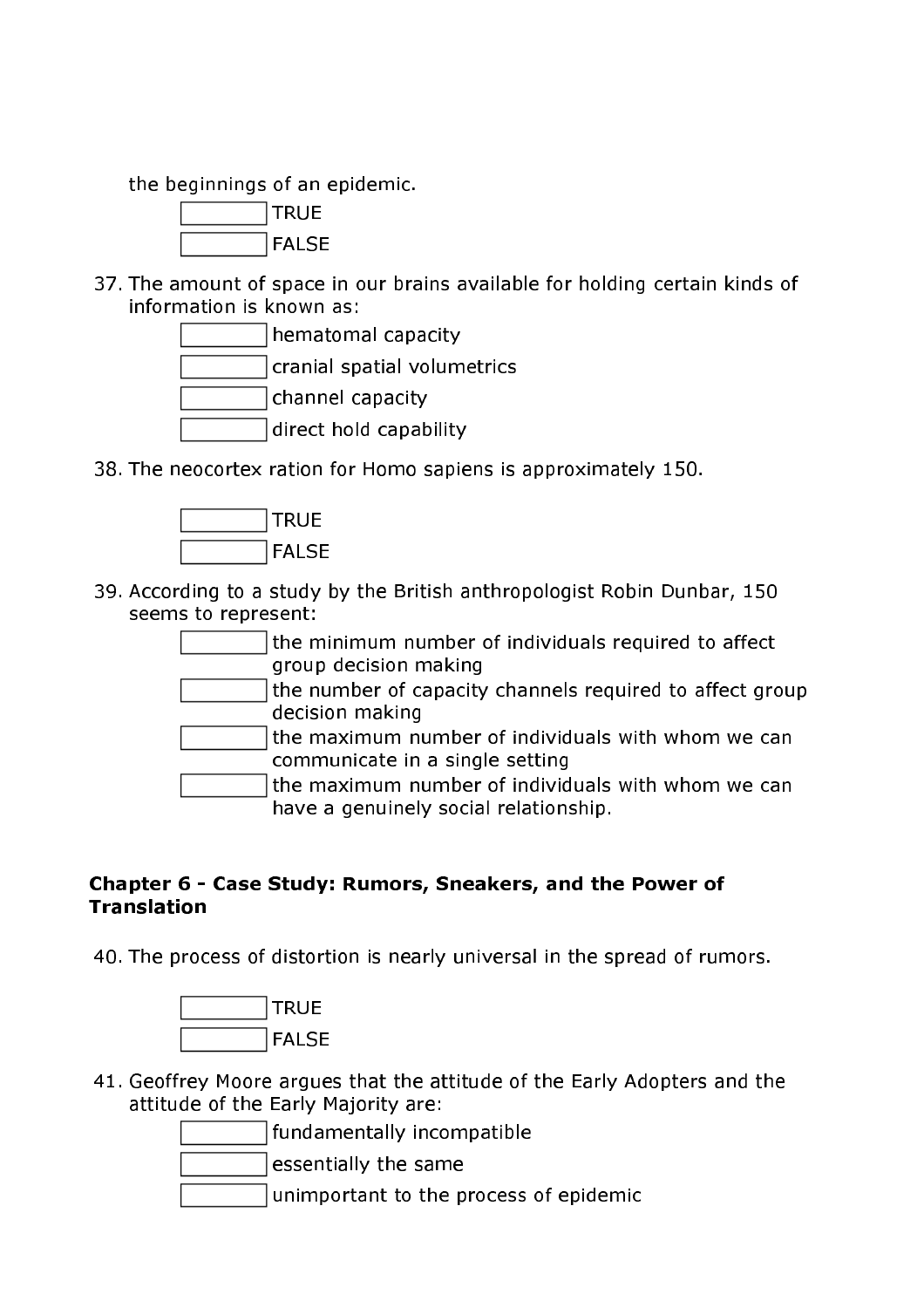the beginnings of an epidemic.

- [ ] TRUE
- [ ] FALSE

37. The amount of space in our brains available for holding certain kinds of information is known as:

- [ ] hematomal capacity
- [ ] cranial spatial volumetrics
- [ ] channel capacity
- [ ] direct hold capability

38. The neocortex ration for Homo sapiens is approximately 150.

- [ ] TRUE
- [ ] FALSE

39. According to a study by the British anthropologist Robin Dunbar, 150 seems to represent:

- [ ] the minimum number of individuals required to affect group decision making
- [ ] the number of capacity channels required to affect group decision making
- [ ] the maximum number of individuals with whom we can communicate in a single setting
- [ ] the maximum number of individuals with whom we can have a genuinely social relationship.

**Chapter 6 - Case Study: Rumors, Sneakers, and the Power of Translation**

40. The process of distortion is nearly universal in the spread of rumors.

- [ ] TRUE
- [ ] FALSE

41. Geoffrey Moore argues that the attitude of the Early Adopters and the attitude of the Early Majority are:

- [ ] fundamentally incompatible
- [ ] essentially the same
- [ ] unimportant to the process of epidemic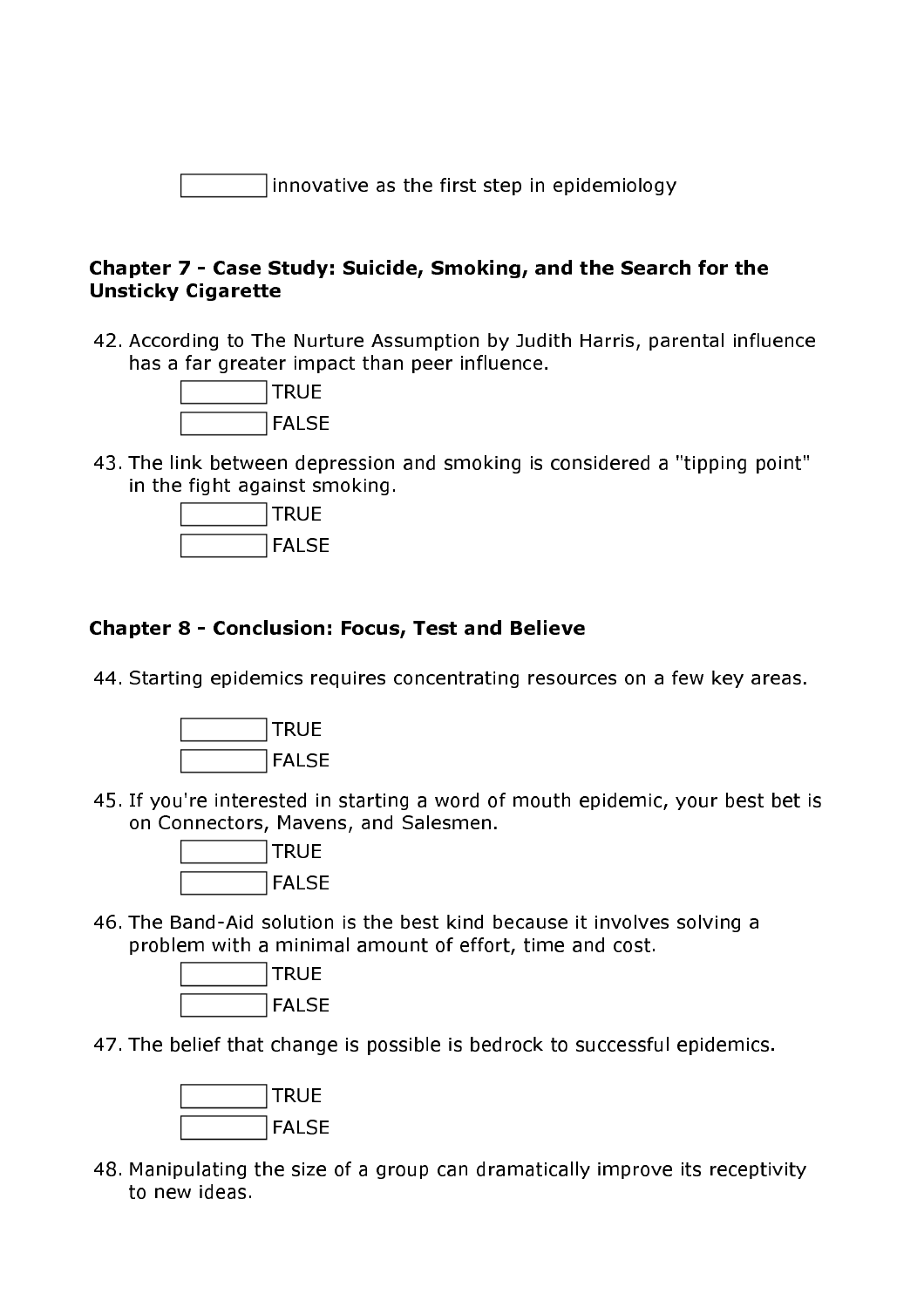☐ innovative as the first step in epidemiology

### Chapter 7 - Case Study: Suicide, Smoking, and the Search for the Unsticky Cigarette

42. According to The Nurture Assumption by Judith Harris, parental influence has a far greater impact than peer influence.

    ☐ TRUE
    ☐ FALSE

43. The link between depression and smoking is considered a "tipping point" in the fight against smoking.

    ☐ TRUE
    ☐ FALSE

### Chapter 8 - Conclusion: Focus, Test and Believe

44. Starting epidemics requires concentrating resources on a few key areas.

    ☐ TRUE
    ☐ FALSE

45. If you're interested in starting a word of mouth epidemic, your best bet is on Connectors, Mavens, and Salesmen.

    ☐ TRUE
    ☐ FALSE

46. The Band-Aid solution is the best kind because it involves solving a problem with a minimal amount of effort, time and cost.

    ☐ TRUE
    ☐ FALSE

47. The belief that change is possible is bedrock to successful epidemics.

    ☐ TRUE
    ☐ FALSE

48. Manipulating the size of a group can dramatically improve its receptivity to new ideas.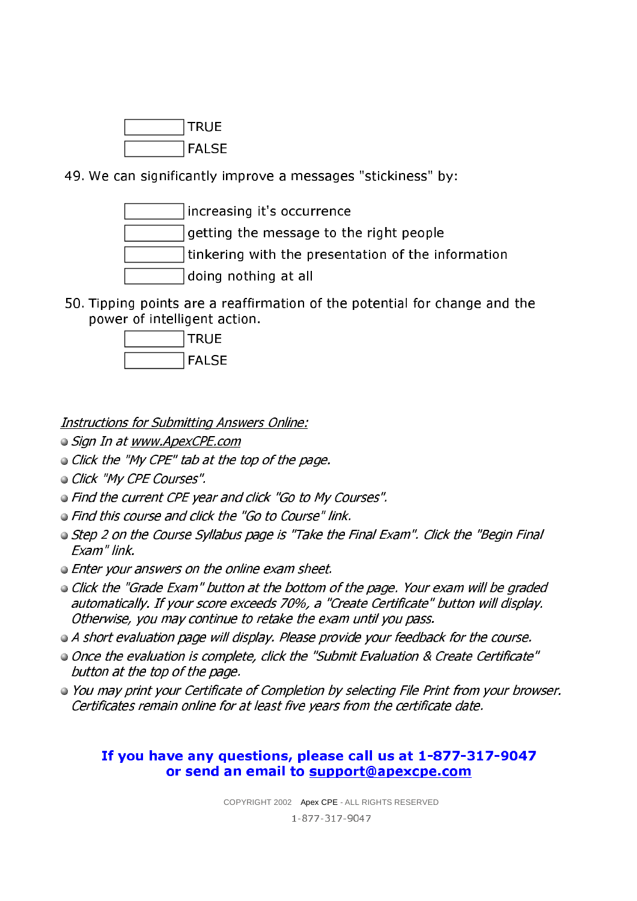- [ ] TRUE
- [ ] FALSE

49. We can significantly improve a messages "stickiness" by:

- [ ] increasing it's occurrence
- [ ] getting the message to the right people
- [ ] tinkering with the presentation of the information
- [ ] doing nothing at all

50. Tipping points are a reaffirmation of the potential for change and the power of intelligent action.

- [ ] TRUE
- [ ] FALSE

*Instructions for Submitting Answers Online:*

- *Sign In at www.ApexCPE.com*
- *Click the "My CPE" tab at the top of the page.*
- *Click "My CPE Courses".*
- *Find the current CPE year and click "Go to My Courses".*
- *Find this course and click the "Go to Course" link.*
- *Step 2 on the Course Syllabus page is "Take the Final Exam". Click the "Begin Final Exam" link.*
- *Enter your answers on the online exam sheet.*
- *Click the "Grade Exam" button at the bottom of the page. Your exam will be graded automatically. If your score exceeds 70%, a "Create Certificate" button will display. Otherwise, you may continue to retake the exam until you pass.*
- *A short evaluation page will display. Please provide your feedback for the course.*
- *Once the evaluation is complete, click the "Submit Evaluation & Create Certificate" button at the top of the page.*
- *You may print your Certificate of Completion by selecting File Print from your browser. Certificates remain online for at least five years from the certificate date.*

**If you have any questions, please call us at 1-877-317-9047 or send an email to support@apexcpe.com**

COPYRIGHT 2002 Apex CPE - ALL RIGHTS RESERVED

1-877-317-9047